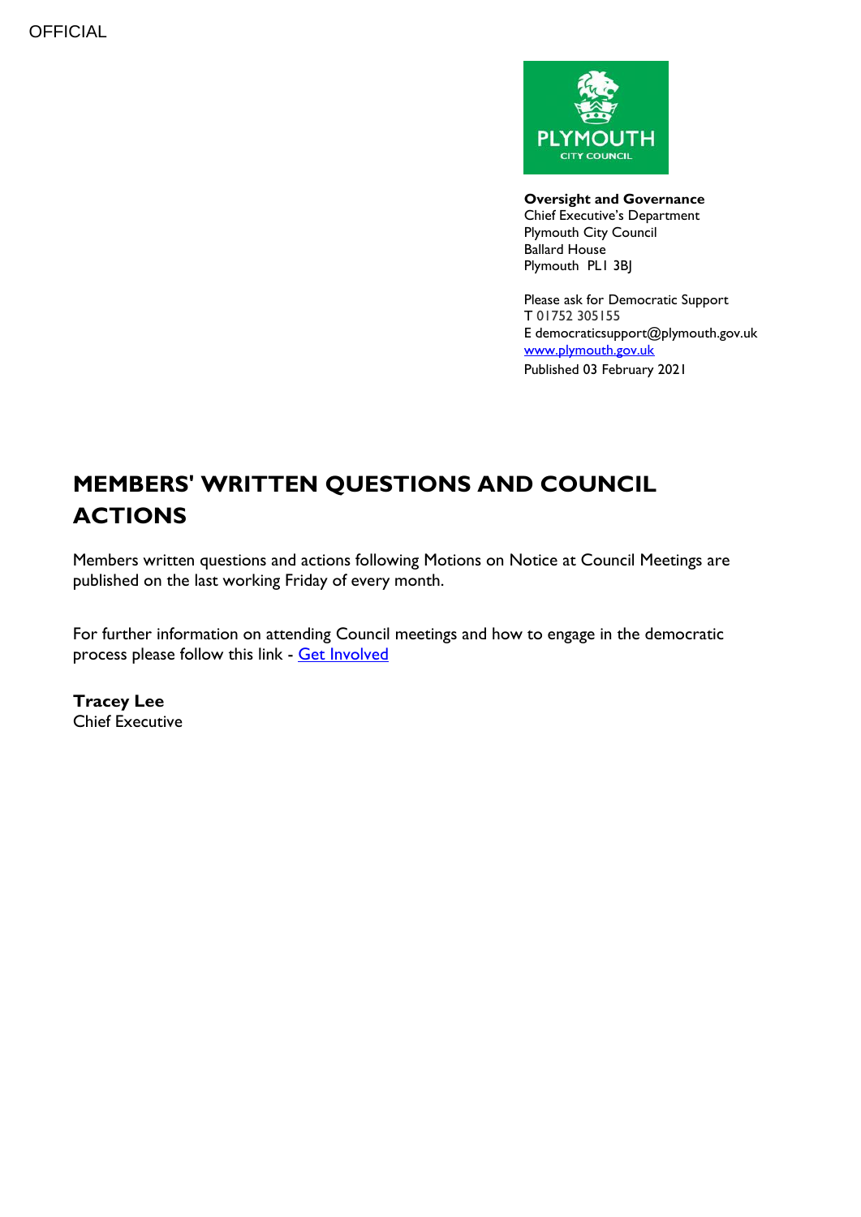OFFICIAL

**Oversight and Governance**
Chief Executive's Department
Plymouth City Council
Ballard House
Plymouth PL1 3BJ

Please ask for Democratic Support
T 01752 305155
E democraticsupport@plymouth.gov.uk
[www.plymouth.gov.uk](www.plymouth.gov.uk)
Published 03 February 2021

# MEMBERS' WRITTEN QUESTIONS AND COUNCIL ACTIONS

Members written questions and actions following Motions on Notice at Council Meetings are published on the last working Friday of every month.

For further information on attending Council meetings and how to engage in the democratic process please follow this link - [Get Involved]

**Tracey Lee**
Chief Executive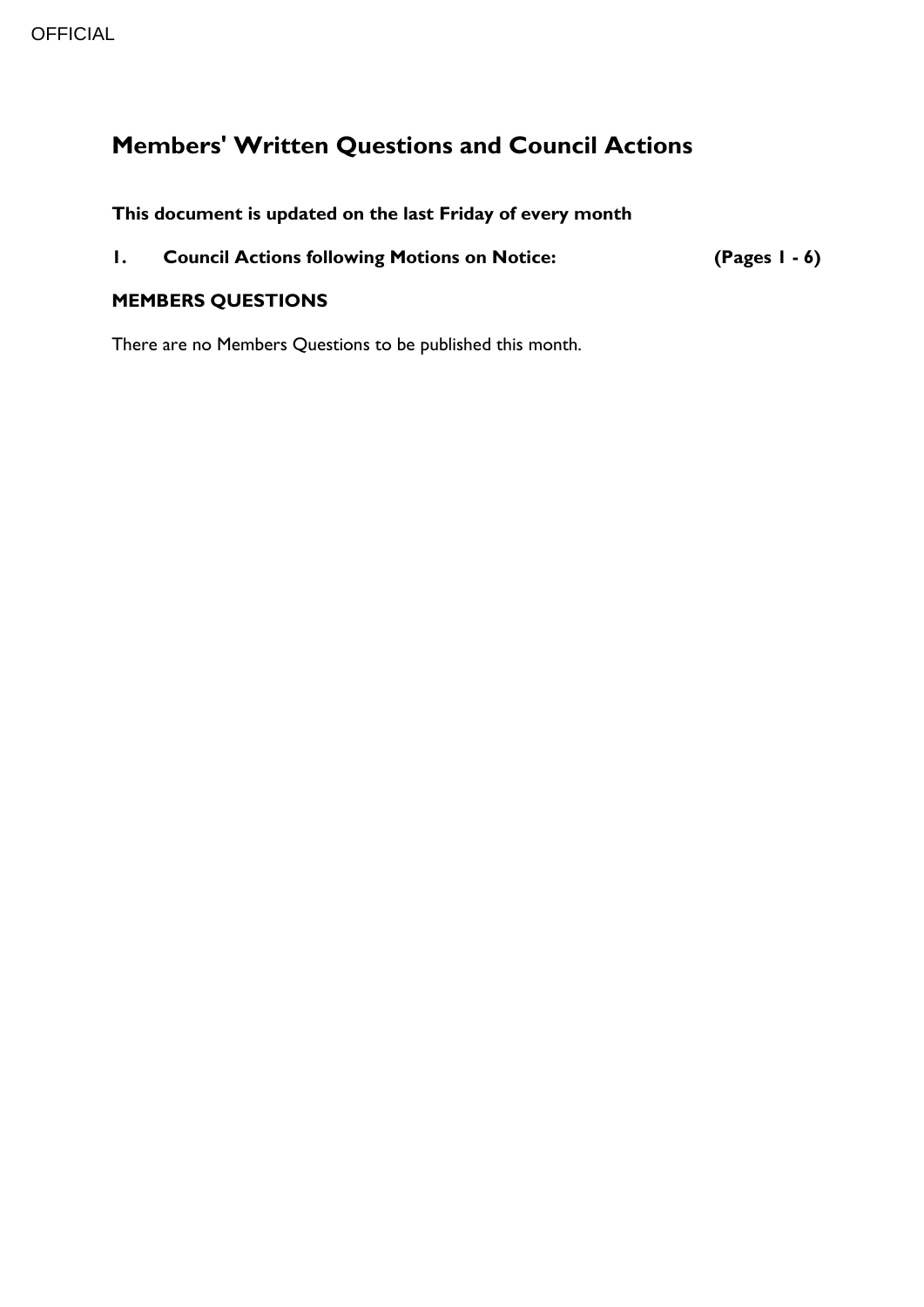# Members' Written Questions and Council Actions

**This document is updated on the last Friday of every month**

**1. Council Actions following Motions on Notice: (Pages 1 - 6)**

**MEMBERS QUESTIONS**

There are no Members Questions to be published this month.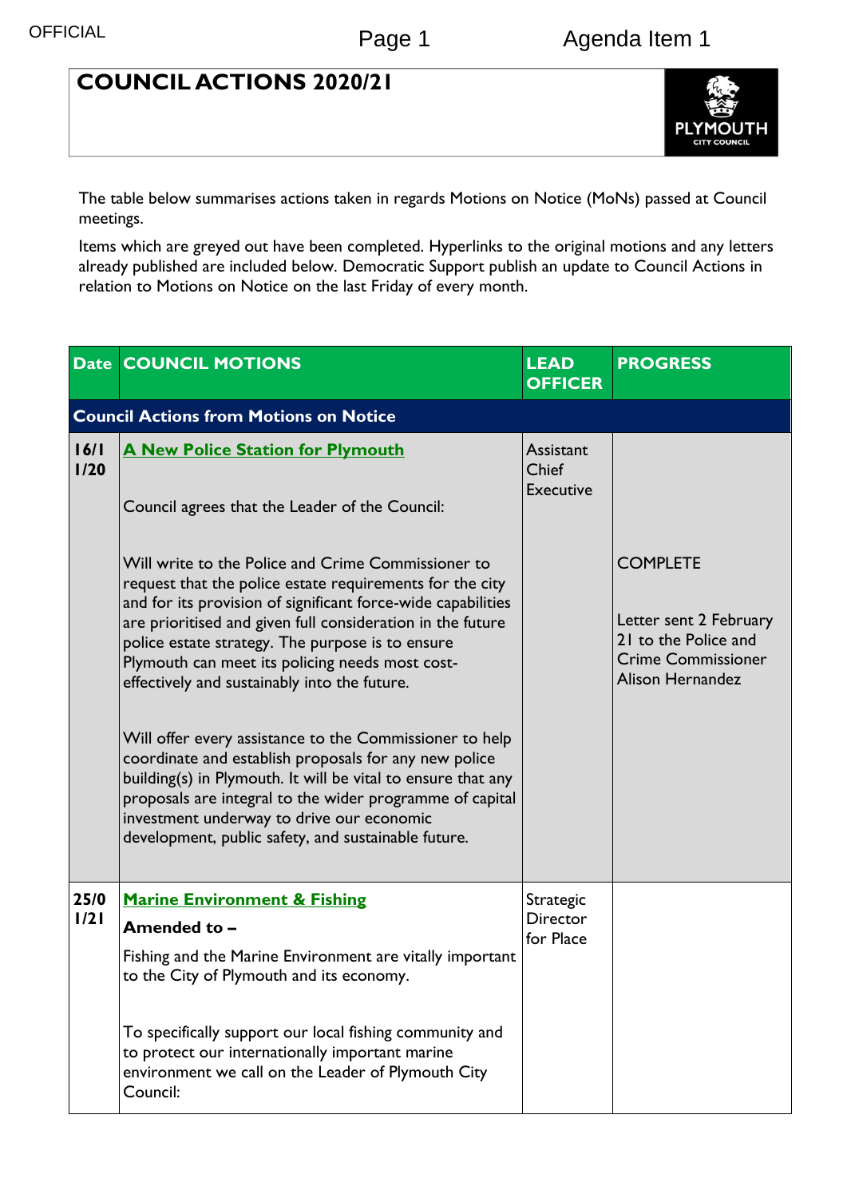OFFICIAL

# COUNCIL ACTIONS 2020/21

The table below summarises actions taken in regards Motions on Notice (MoNs) passed at Council meetings.

Items which are greyed out have been completed. Hyperlinks to the original motions and any letters already published are included below. Democratic Support publish an update to Council Actions in relation to Motions on Notice on the last Friday of every month.

| Date | COUNCIL MOTIONS | LEAD OFFICER | PROGRESS |
|---|---|---|---|
| **Council Actions from Motions on Notice** | | | |
| 16/11/20 | **A New Police Station for Plymouth**<br><br>Council agrees that the Leader of the Council:<br><br>Will write to the Police and Crime Commissioner to request that the police estate requirements for the city and for its provision of significant force-wide capabilities are prioritised and given full consideration in the future police estate strategy. The purpose is to ensure Plymouth can meet its policing needs most cost-effectively and sustainably into the future.<br><br>Will offer every assistance to the Commissioner to help coordinate and establish proposals for any new police building(s) in Plymouth. It will be vital to ensure that any proposals are integral to the wider programme of capital investment underway to drive our economic development, public safety, and sustainable future. | Assistant Chief Executive | COMPLETE<br><br>Letter sent 2 February 21 to the Police and Crime Commissioner Alison Hernandez |
| 25/01/21 | **Marine Environment & Fishing**<br><br>**Amended to –**<br><br>Fishing and the Marine Environment are vitally important to the City of Plymouth and its economy.<br><br>To specifically support our local fishing community and to protect our internationally important marine environment we call on the Leader of Plymouth City Council: | Strategic Director for Place | |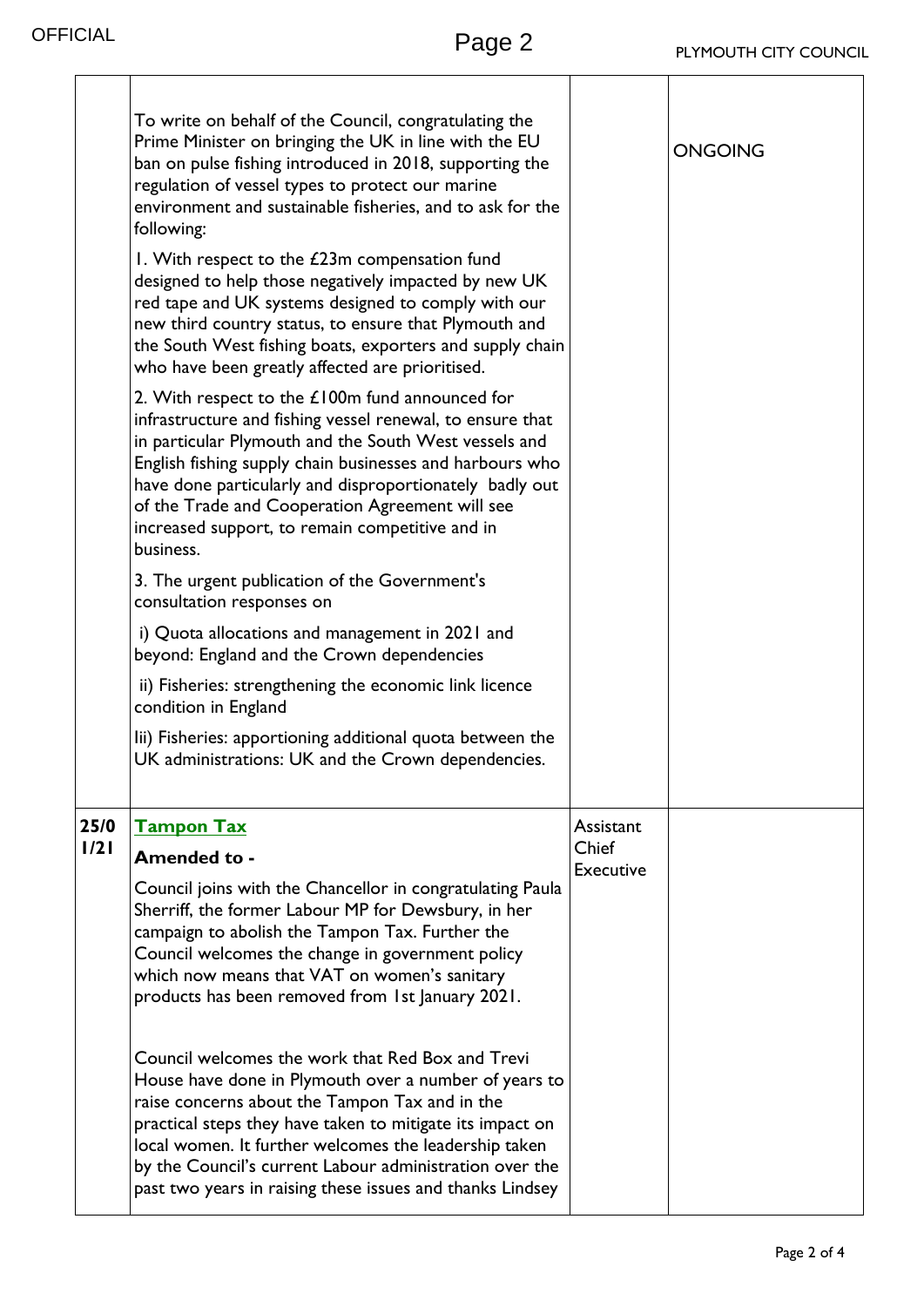| | | | |
|---|---|---|---|
| | To write on behalf of the Council, congratulating the Prime Minister on bringing the UK in line with the EU ban on pulse fishing introduced in 2018, supporting the regulation of vessel types to protect our marine environment and sustainable fisheries, and to ask for the following:<br><br>1. With respect to the £23m compensation fund designed to help those negatively impacted by new UK red tape and UK systems designed to comply with our new third country status, to ensure that Plymouth and the South West fishing boats, exporters and supply chain who have been greatly affected are prioritised.<br><br>2. With respect to the £100m fund announced for infrastructure and fishing vessel renewal, to ensure that in particular Plymouth and the South West vessels and English fishing supply chain businesses and harbours who have done particularly and disproportionately badly out of the Trade and Cooperation Agreement will see increased support, to remain competitive and in business.<br><br>3. The urgent publication of the Government's consultation responses on<br><br>i) Quota allocations and management in 2021 and beyond: England and the Crown dependencies<br><br>ii) Fisheries: strengthening the economic link licence condition in England<br><br>Iii) Fisheries: apportioning additional quota between the UK administrations: UK and the Crown dependencies. | | ONGOING |
| 25/01/21 | **Tampon Tax**<br><br>**Amended to -**<br><br>Council joins with the Chancellor in congratulating Paula Sherriff, the former Labour MP for Dewsbury, in her campaign to abolish the Tampon Tax. Further the Council welcomes the change in government policy which now means that VAT on women's sanitary products has been removed from 1st January 2021.<br><br>Council welcomes the work that Red Box and Trevi House have done in Plymouth over a number of years to raise concerns about the Tampon Tax and in the practical steps they have taken to mitigate its impact on local women. It further welcomes the leadership taken by the Council's current Labour administration over the past two years in raising these issues and thanks Lindsey | Assistant Chief Executive | |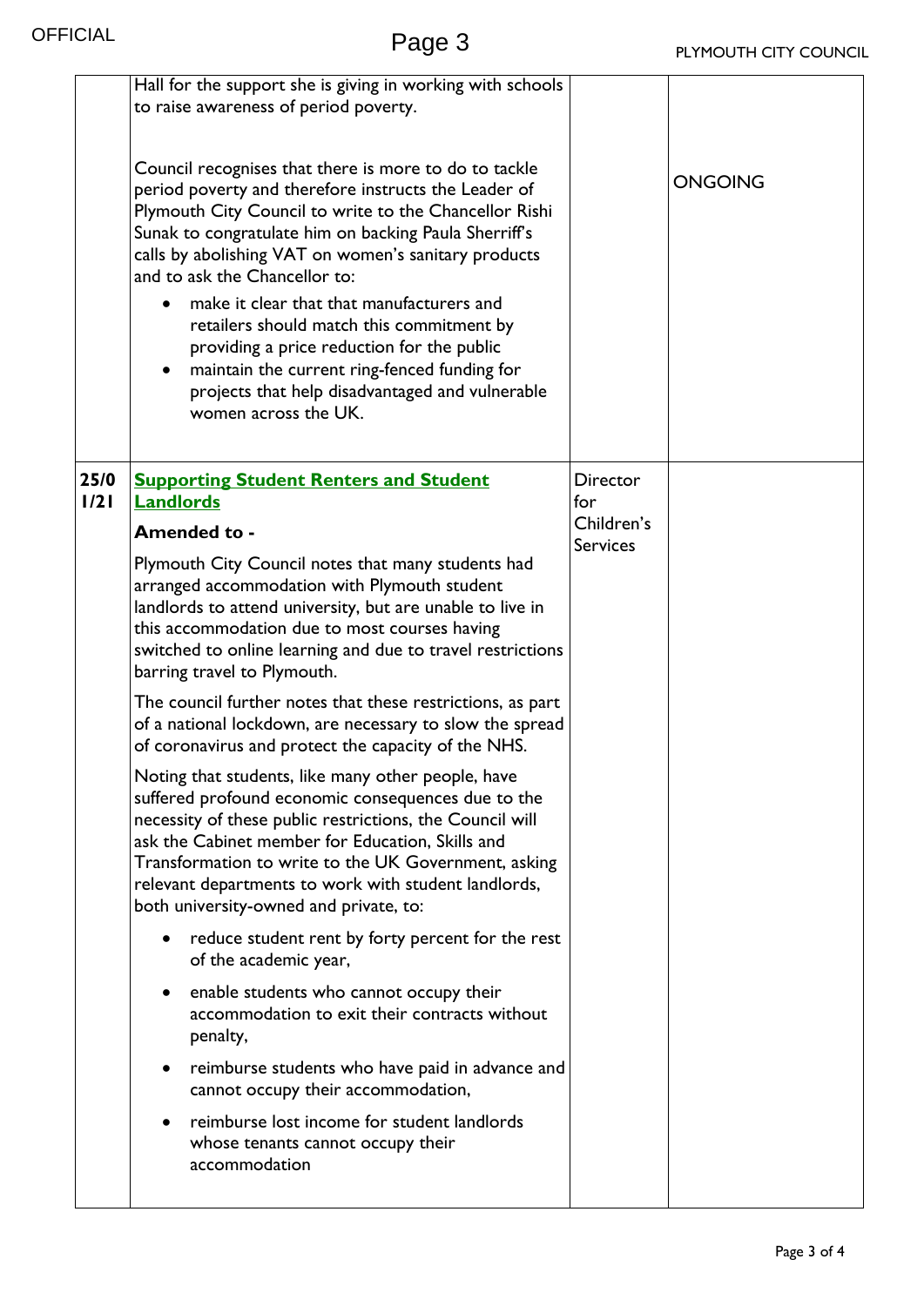| | | | |
|---|---|---|---|
| | Hall for the support she is giving in working with schools to raise awareness of period poverty.<br><br>Council recognises that there is more to do to tackle period poverty and therefore instructs the Leader of Plymouth City Council to write to the Chancellor Rishi Sunak to congratulate him on backing Paula Sherriff's calls by abolishing VAT on women's sanitary products and to ask the Chancellor to:<br>• make it clear that that manufacturers and retailers should match this commitment by providing a price reduction for the public<br>• maintain the current ring-fenced funding for projects that help disadvantaged and vulnerable women across the UK. | | ONGOING |
| 25/01/21 | **Supporting Student Renters and Student Landlords**<br><br>**Amended to -**<br><br>Plymouth City Council notes that many students had arranged accommodation with Plymouth student landlords to attend university, but are unable to live in this accommodation due to most courses having switched to online learning and due to travel restrictions barring travel to Plymouth.<br><br>The council further notes that these restrictions, as part of a national lockdown, are necessary to slow the spread of coronavirus and protect the capacity of the NHS.<br><br>Noting that students, like many other people, have suffered profound economic consequences due to the necessity of these public restrictions, the Council will ask the Cabinet member for Education, Skills and Transformation to write to the UK Government, asking relevant departments to work with student landlords, both university-owned and private, to:<br>• reduce student rent by forty percent for the rest of the academic year,<br>• enable students who cannot occupy their accommodation to exit their contracts without penalty,<br>• reimburse students who have paid in advance and cannot occupy their accommodation,<br>• reimburse lost income for student landlords whose tenants cannot occupy their accommodation | Director for Children's Services | |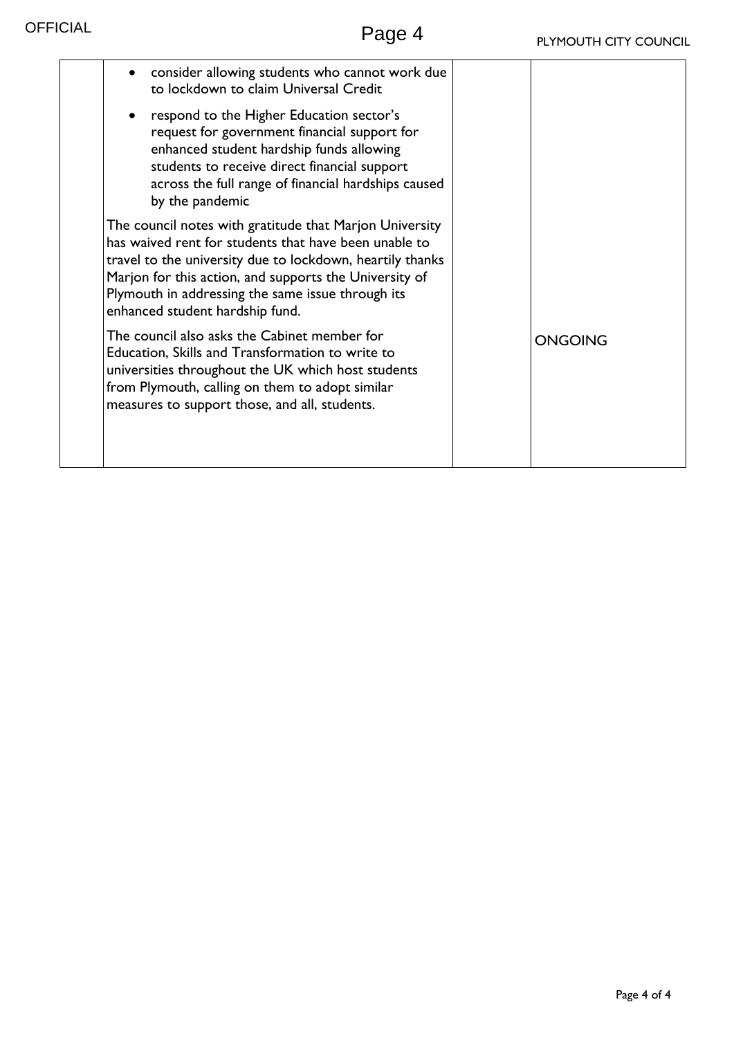| | | | |
|---|---|---|---|
| | • consider allowing students who cannot work due to lockdown to claim Universal Credit<br>• respond to the Higher Education sector's request for government financial support for enhanced student hardship funds allowing students to receive direct financial support across the full range of financial hardships caused by the pandemic<br><br>The council notes with gratitude that Marjon University has waived rent for students that have been unable to travel to the university due to lockdown, heartily thanks Marjon for this action, and supports the University of Plymouth in addressing the same issue through its enhanced student hardship fund.<br><br>The council also asks the Cabinet member for Education, Skills and Transformation to write to universities throughout the UK which host students from Plymouth, calling on them to adopt similar measures to support those, and all, students. | | ONGOING |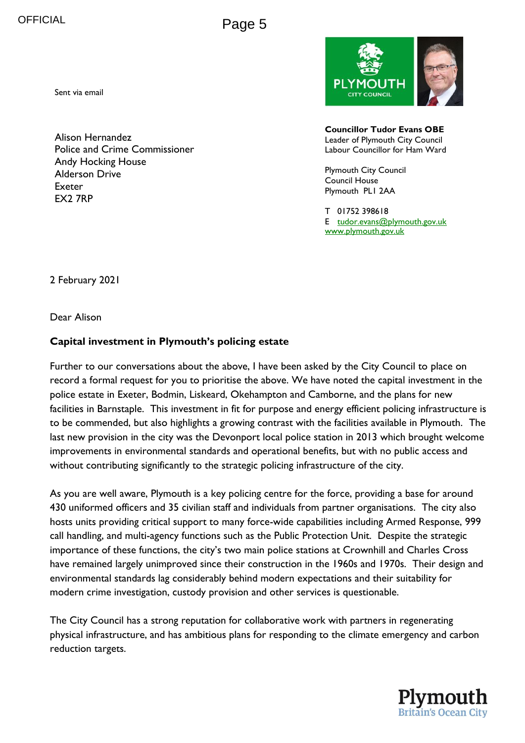Sent via email

Alison Hernandez
Police and Crime Commissioner
Andy Hocking House
Alderson Drive
Exeter
EX2 7RP

**Councillor Tudor Evans OBE**
Leader of Plymouth City Council
Labour Councillor for Ham Ward

Plymouth City Council
Council House
Plymouth PL1 2AA

T 01752 398618
E tudor.evans@plymouth.gov.uk
www.plymouth.gov.uk

2 February 2021

Dear Alison

**Capital investment in Plymouth's policing estate**

Further to our conversations about the above, I have been asked by the City Council to place on record a formal request for you to prioritise the above. We have noted the capital investment in the police estate in Exeter, Bodmin, Liskeard, Okehampton and Camborne, and the plans for new facilities in Barnstaple. This investment in fit for purpose and energy efficient policing infrastructure is to be commended, but also highlights a growing contrast with the facilities available in Plymouth. The last new provision in the city was the Devonport local police station in 2013 which brought welcome improvements in environmental standards and operational benefits, but with no public access and without contributing significantly to the strategic policing infrastructure of the city.

As you are well aware, Plymouth is a key policing centre for the force, providing a base for around 430 uniformed officers and 35 civilian staff and individuals from partner organisations. The city also hosts units providing critical support to many force-wide capabilities including Armed Response, 999 call handling, and multi-agency functions such as the Public Protection Unit. Despite the strategic importance of these functions, the city's two main police stations at Crownhill and Charles Cross have remained largely unimproved since their construction in the 1960s and 1970s. Their design and environmental standards lag considerably behind modern expectations and their suitability for modern crime investigation, custody provision and other services is questionable.

The City Council has a strong reputation for collaborative work with partners in regenerating physical infrastructure, and has ambitious plans for responding to the climate emergency and carbon reduction targets.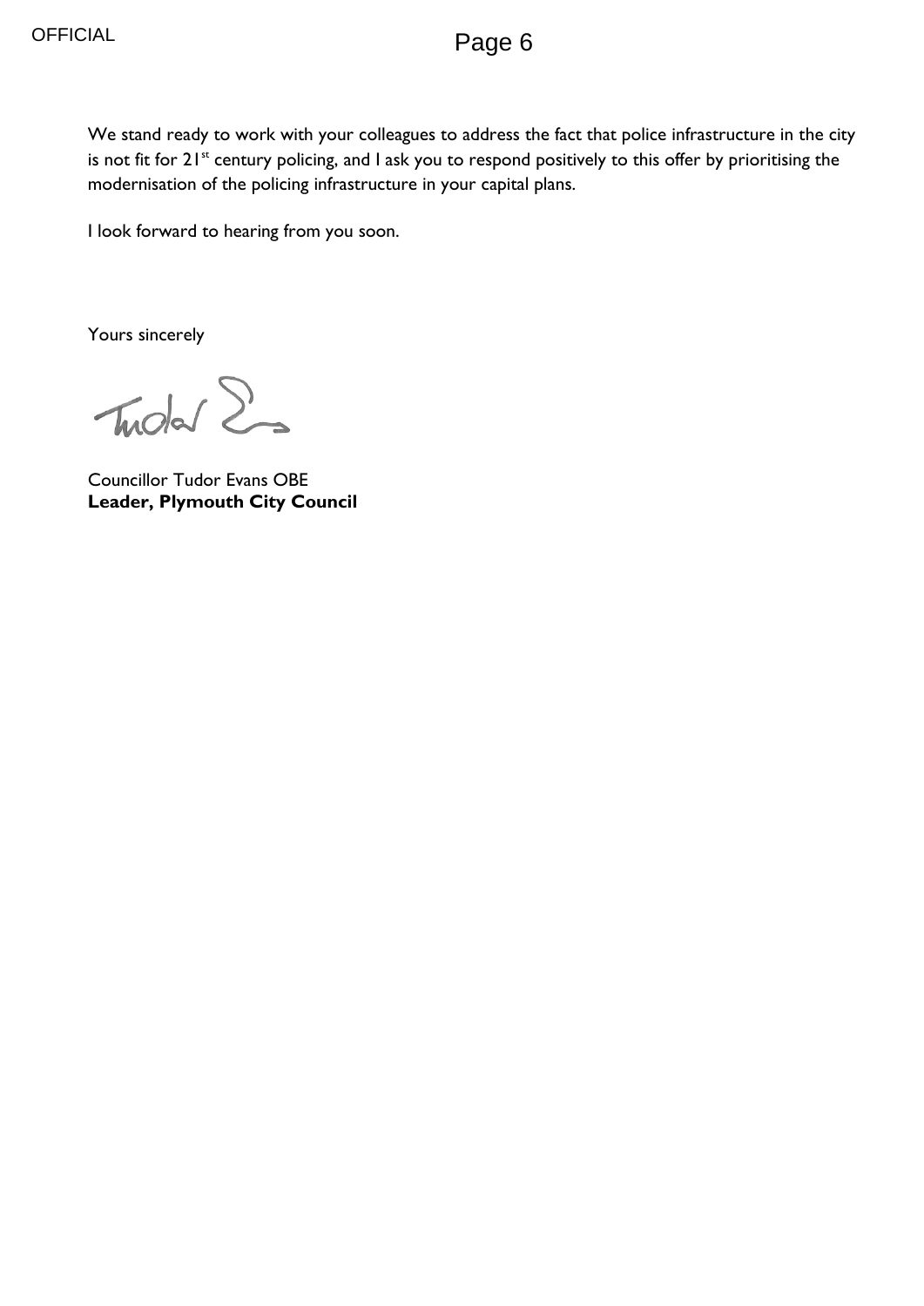We stand ready to work with your colleagues to address the fact that police infrastructure in the city is not fit for 21st century policing, and I ask you to respond positively to this offer by prioritising the modernisation of the policing infrastructure in your capital plans.

I look forward to hearing from you soon.

Yours sincerely

Councillor Tudor Evans OBE
**Leader, Plymouth City Council**